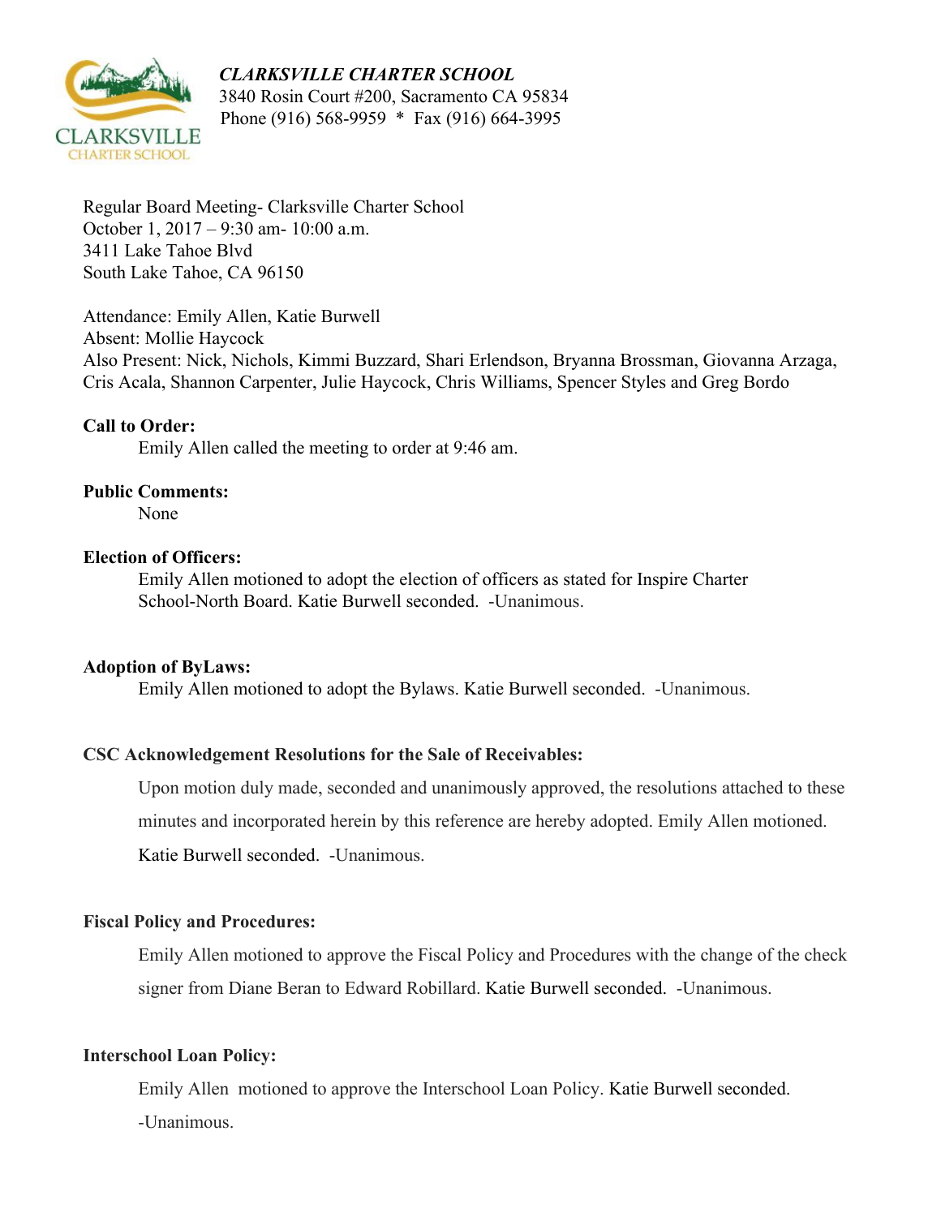***CLARKSVILLE CHARTER SCHOOL***
3840 Rosin Court #200, Sacramento CA 95834
Phone (916) 568-9959 * Fax (916) 664-3995

Regular Board Meeting- Clarksville Charter School
October 1, 2017 – 9:30 am- 10:00 a.m.
3411 Lake Tahoe Blvd
South Lake Tahoe, CA 96150

Attendance: Emily Allen, Katie Burwell
Absent: Mollie Haycock
Also Present: Nick, Nichols, Kimmi Buzzard, Shari Erlendson, Bryanna Brossman, Giovanna Arzaga, Cris Acala, Shannon Carpenter, Julie Haycock, Chris Williams, Spencer Styles and Greg Bordo

**Call to Order:**

Emily Allen called the meeting to order at 9:46 am.

**Public Comments:**

None

**Election of Officers:**

Emily Allen motioned to adopt the election of officers as stated for Inspire Charter School-North Board. Katie Burwell seconded. -Unanimous.

**Adoption of ByLaws:**

Emily Allen motioned to adopt the Bylaws. Katie Burwell seconded. -Unanimous.

**CSC Acknowledgement Resolutions for the Sale of Receivables:**

Upon motion duly made, seconded and unanimously approved, the resolutions attached to these minutes and incorporated herein by this reference are hereby adopted. Emily Allen motioned. Katie Burwell seconded. -Unanimous.

**Fiscal Policy and Procedures:**

Emily Allen motioned to approve the Fiscal Policy and Procedures with the change of the check signer from Diane Beran to Edward Robillard. Katie Burwell seconded. -Unanimous.

**Interschool Loan Policy:**

Emily Allen motioned to approve the Interschool Loan Policy. Katie Burwell seconded. -Unanimous.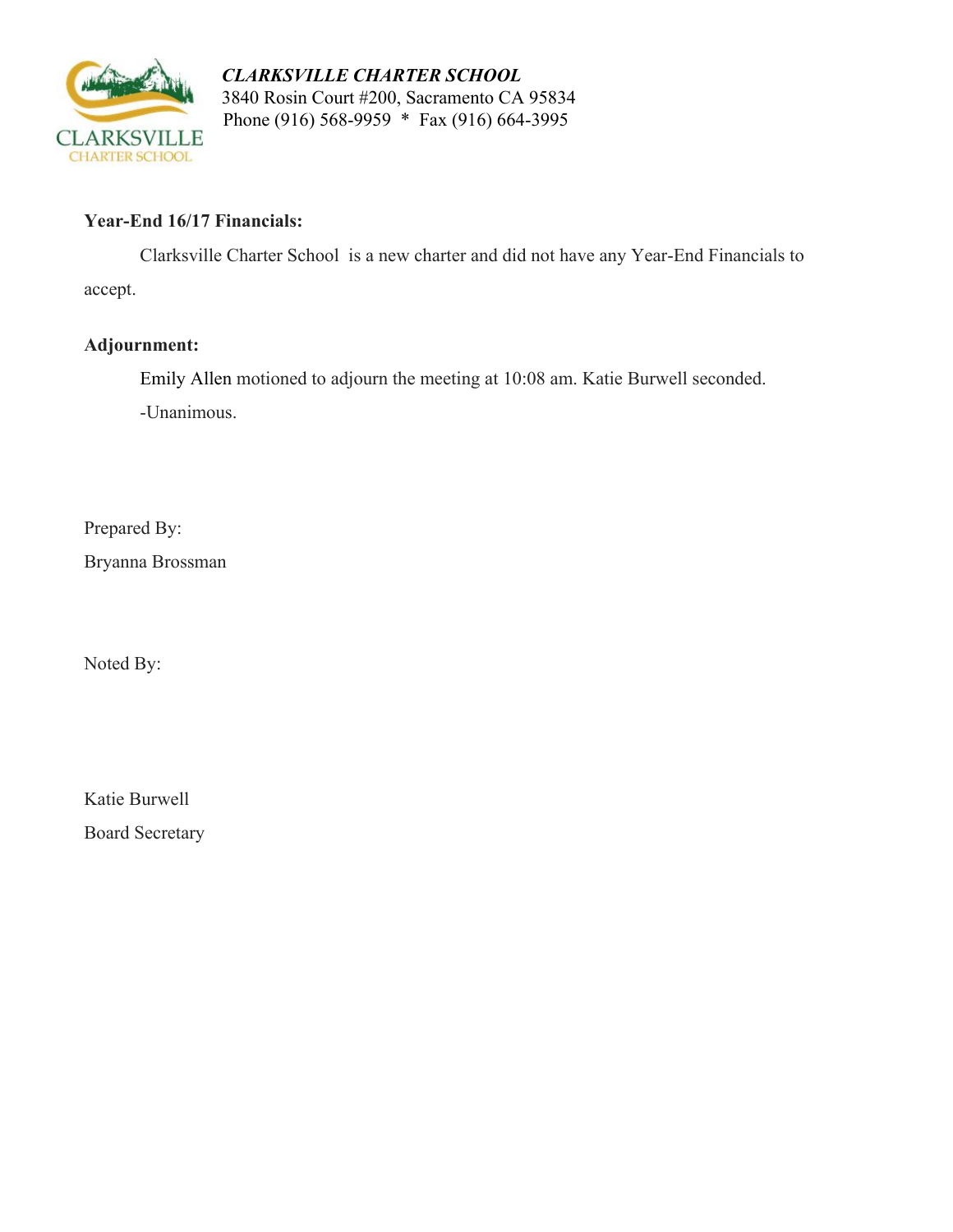**CLARKSVILLE CHARTER SCHOOL**
3840 Rosin Court #200, Sacramento CA 95834
Phone (916) 568-9959 * Fax (916) 664-3995

**Year-End 16/17 Financials:**

Clarksville Charter School is a new charter and did not have any Year-End Financials to accept.

**Adjournment:**

Emily Allen motioned to adjourn the meeting at 10:08 am. Katie Burwell seconded.
-Unanimous.

Prepared By:
Bryanna Brossman

Noted By:

Katie Burwell
Board Secretary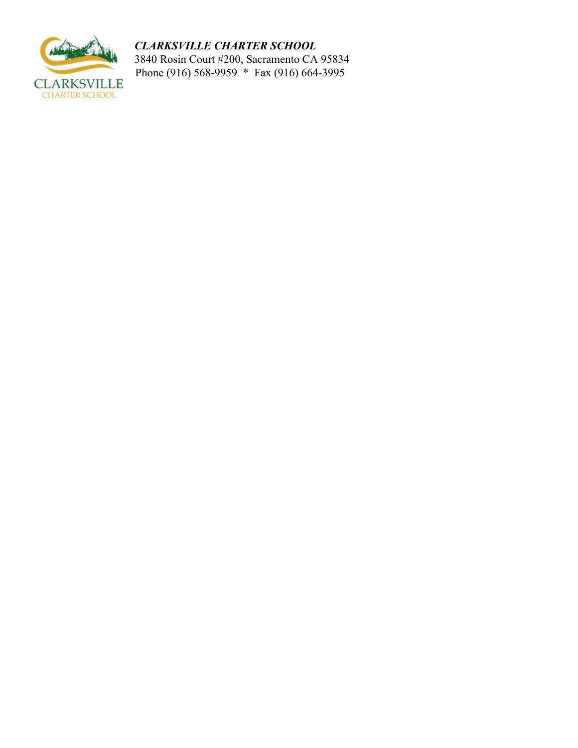*CLARKSVILLE CHARTER SCHOOL*
3840 Rosin Court #200, Sacramento CA 95834
Phone (916) 568-9959 * Fax (916) 664-3995